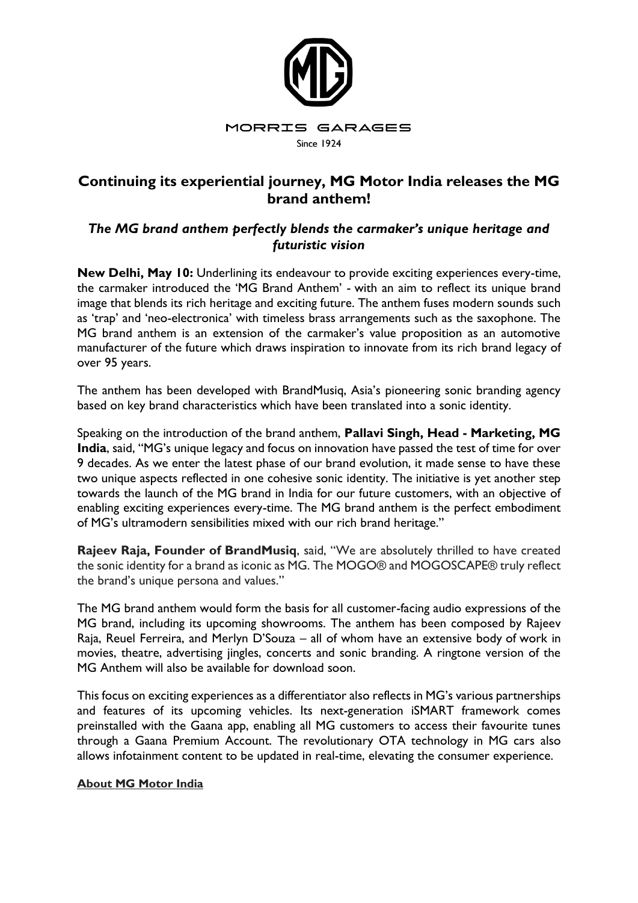MORRIS GARAGES

Since 1924

## Continuing its experiential journey, MG Motor India releases the MG brand anthem!

### *The MG brand anthem perfectly blends the carmaker's unique heritage and futuristic vision*

**New Delhi, May 10:** Underlining its endeavour to provide exciting experiences every-time, the carmaker introduced the 'MG Brand Anthem' - with an aim to reflect its unique brand image that blends its rich heritage and exciting future. The anthem fuses modern sounds such as 'trap' and 'neo-electronica' with timeless brass arrangements such as the saxophone. The MG brand anthem is an extension of the carmaker's value proposition as an automotive manufacturer of the future which draws inspiration to innovate from its rich brand legacy of over 95 years.

The anthem has been developed with BrandMusiq, Asia's pioneering sonic branding agency based on key brand characteristics which have been translated into a sonic identity.

Speaking on the introduction of the brand anthem, **Pallavi Singh, Head - Marketing, MG India**, said, "MG's unique legacy and focus on innovation have passed the test of time for over 9 decades. As we enter the latest phase of our brand evolution, it made sense to have these two unique aspects reflected in one cohesive sonic identity. The initiative is yet another step towards the launch of the MG brand in India for our future customers, with an objective of enabling exciting experiences every-time. The MG brand anthem is the perfect embodiment of MG's ultramodern sensibilities mixed with our rich brand heritage."

**Rajeev Raja, Founder of BrandMusiq**, said, "We are absolutely thrilled to have created the sonic identity for a brand as iconic as MG. The MOGO® and MOGOSCAPE® truly reflect the brand's unique persona and values."

The MG brand anthem would form the basis for all customer-facing audio expressions of the MG brand, including its upcoming showrooms. The anthem has been composed by Rajeev Raja, Reuel Ferreira, and Merlyn D'Souza – all of whom have an extensive body of work in movies, theatre, advertising jingles, concerts and sonic branding. A ringtone version of the MG Anthem will also be available for download soon.

This focus on exciting experiences as a differentiator also reflects in MG's various partnerships and features of its upcoming vehicles. Its next-generation iSMART framework comes preinstalled with the Gaana app, enabling all MG customers to access their favourite tunes through a Gaana Premium Account. The revolutionary OTA technology in MG cars also allows infotainment content to be updated in real-time, elevating the consumer experience.

**About MG Motor India**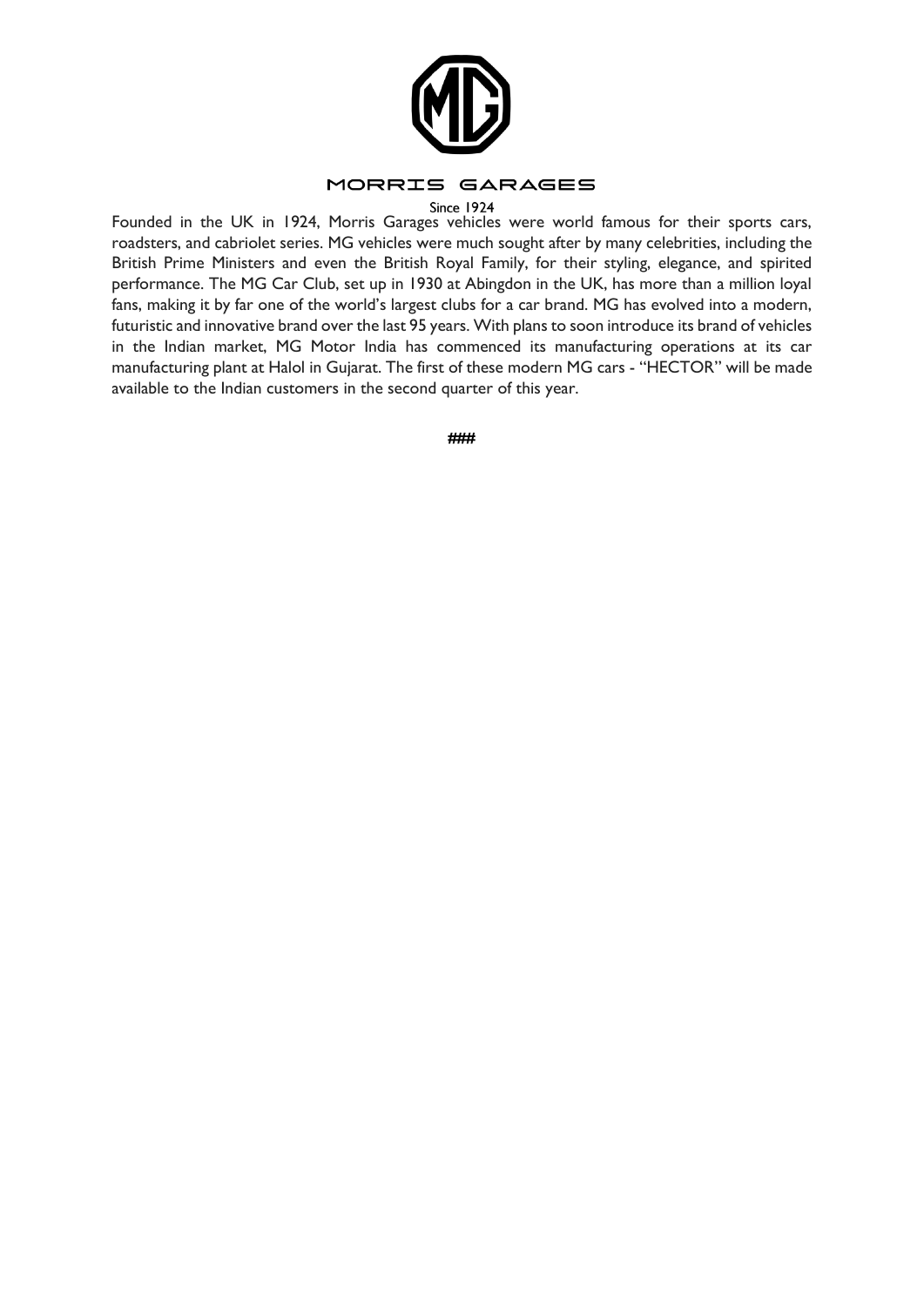## MORRIS GARAGES

Since 1924

Founded in the UK in 1924, Morris Garages vehicles were world famous for their sports cars, roadsters, and cabriolet series. MG vehicles were much sought after by many celebrities, including the British Prime Ministers and even the British Royal Family, for their styling, elegance, and spirited performance. The MG Car Club, set up in 1930 at Abingdon in the UK, has more than a million loyal fans, making it by far one of the world's largest clubs for a car brand. MG has evolved into a modern, futuristic and innovative brand over the last 95 years. With plans to soon introduce its brand of vehicles in the Indian market, MG Motor India has commenced its manufacturing operations at its car manufacturing plant at Halol in Gujarat. The first of these modern MG cars - "HECTOR" will be made available to the Indian customers in the second quarter of this year.

###